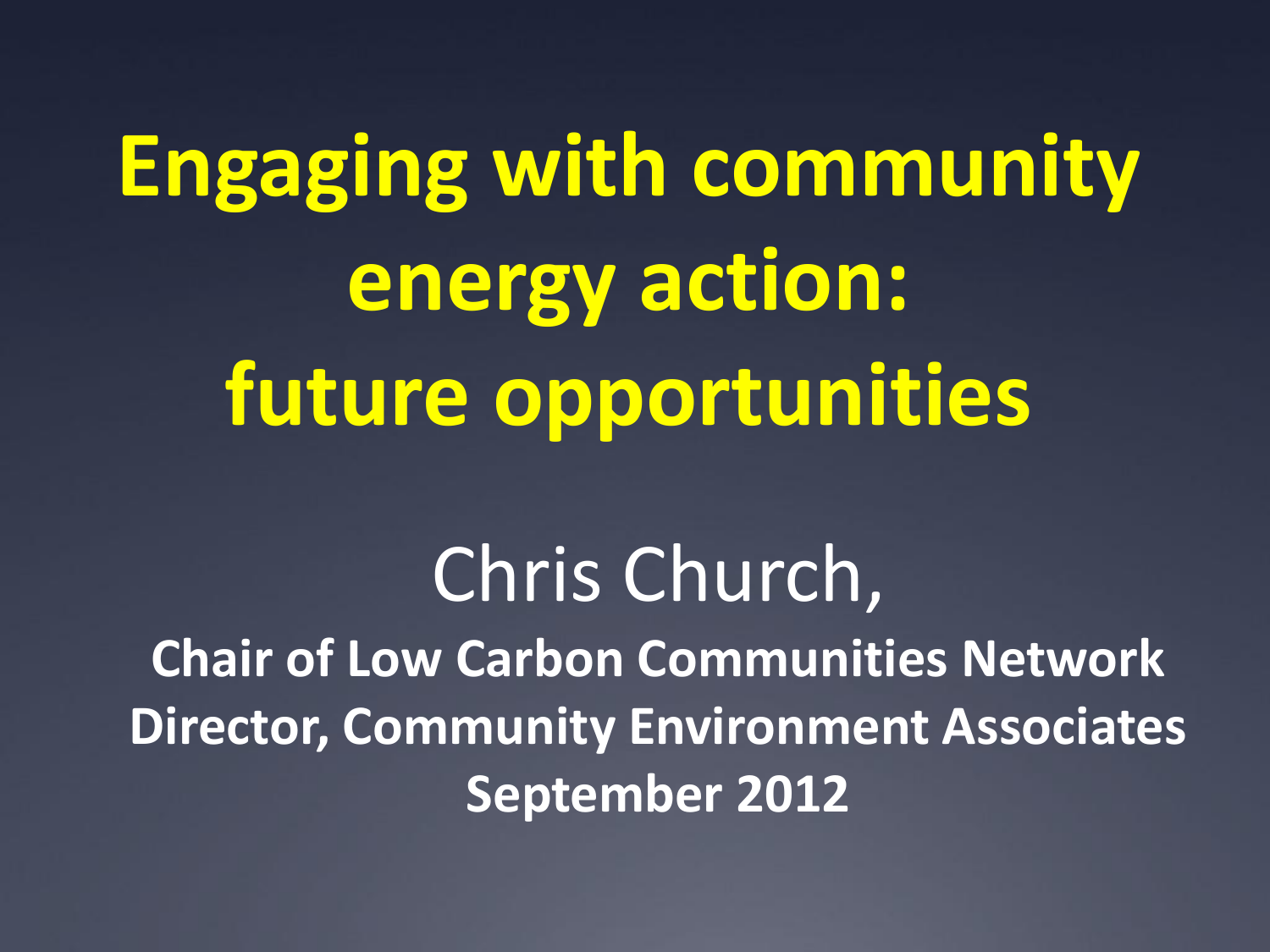# Engaging with community energy action: future opportunities

Chris Church,

**Chair of Low Carbon Communities Network**

**Director, Community Environment Associates**

**September 2012**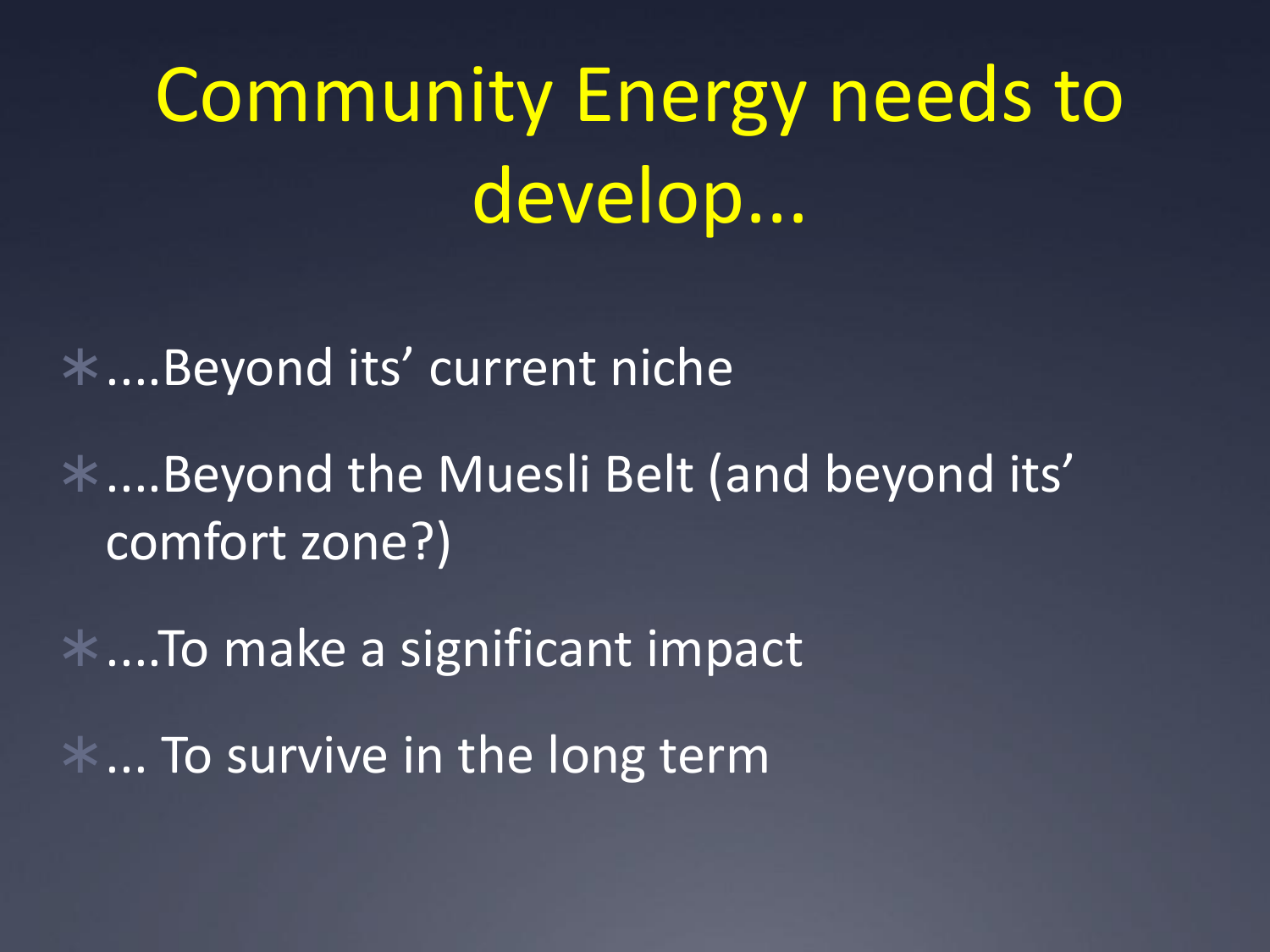# Community Energy needs to develop...

- ....Beyond its' current niche
- ....Beyond the Muesli Belt (and beyond its' comfort zone?)
- ....To make a significant impact
- ... To survive in the long term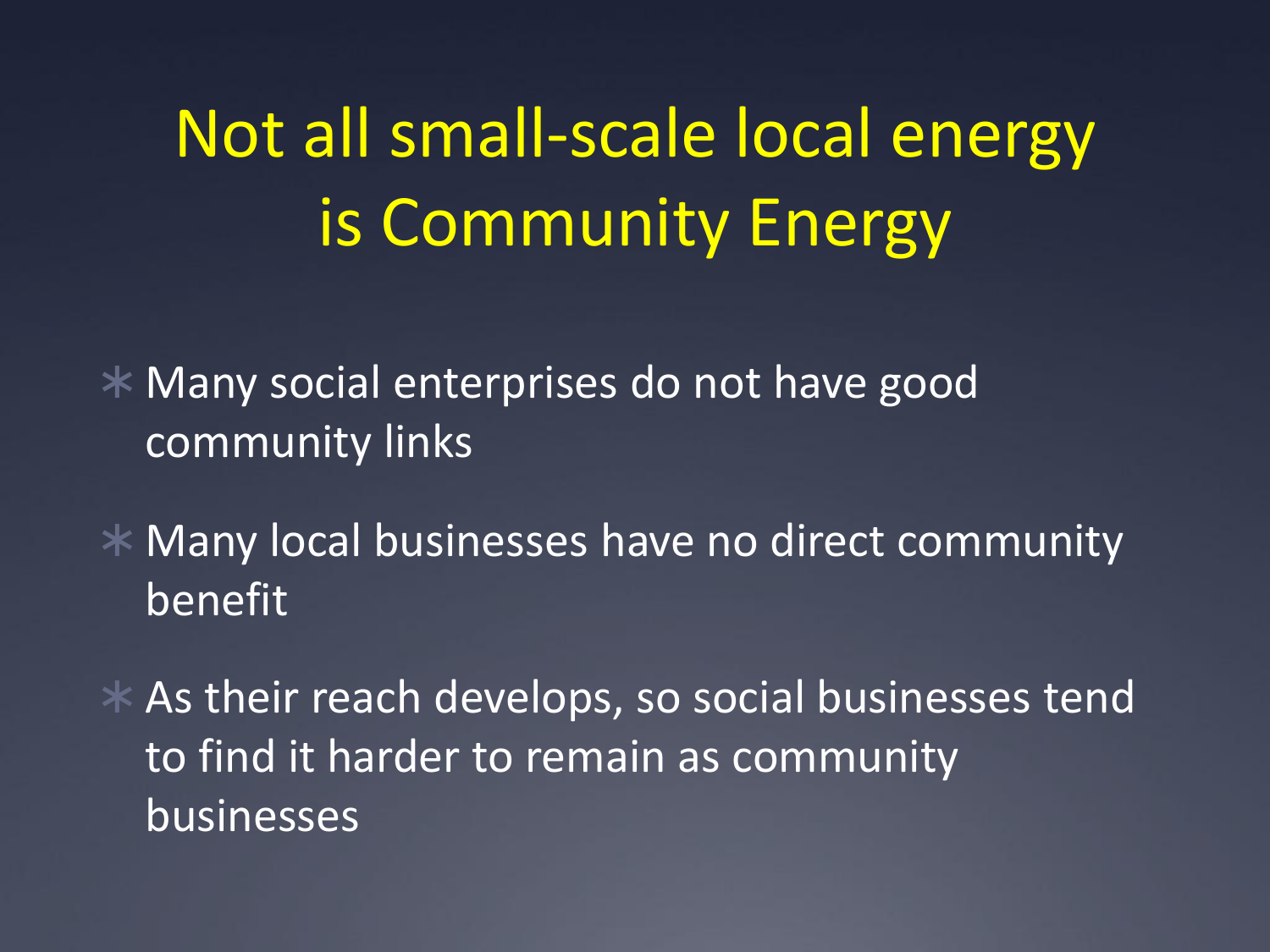# Not all small-scale local energy is Community Energy

- Many social enterprises do not have good community links
- Many local businesses have no direct community benefit
- As their reach develops, so social businesses tend to find it harder to remain as community businesses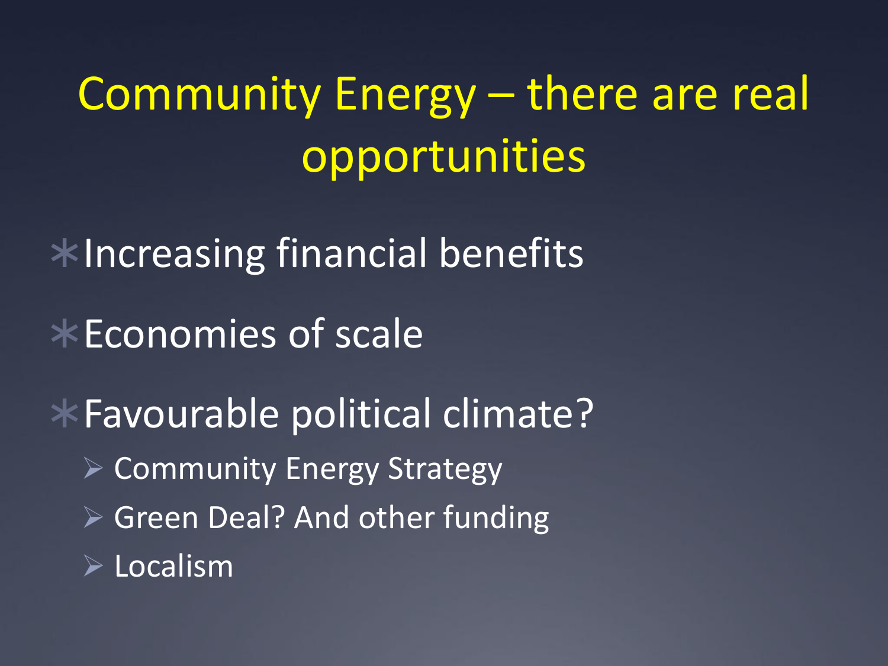# Community Energy – there are real opportunities

- Increasing financial benefits
- Economies of scale
- Favourable political climate?
  - Community Energy Strategy
  - Green Deal? And other funding
  - Localism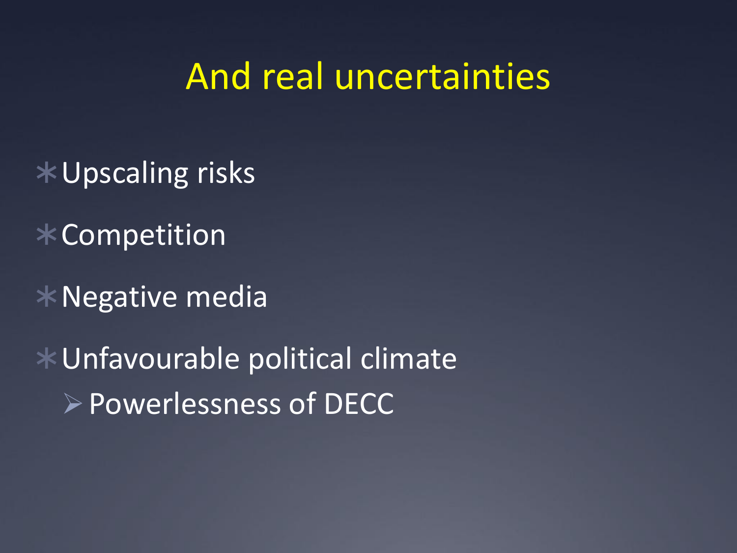# And real uncertainties

- Upscaling risks
- Competition
- Negative media
- Unfavourable political climate
  - Powerlessness of DECC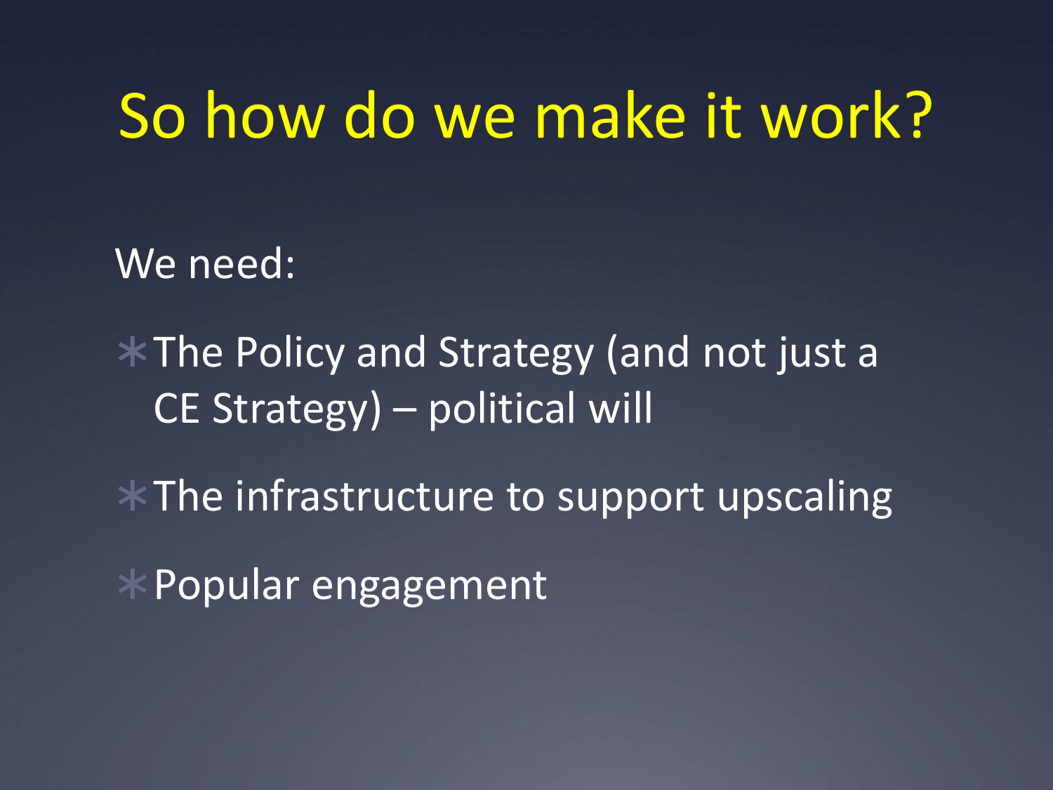# So how do we make it work?

We need:

- The Policy and Strategy (and not just a CE Strategy) – political will
- The infrastructure to support upscaling
- Popular engagement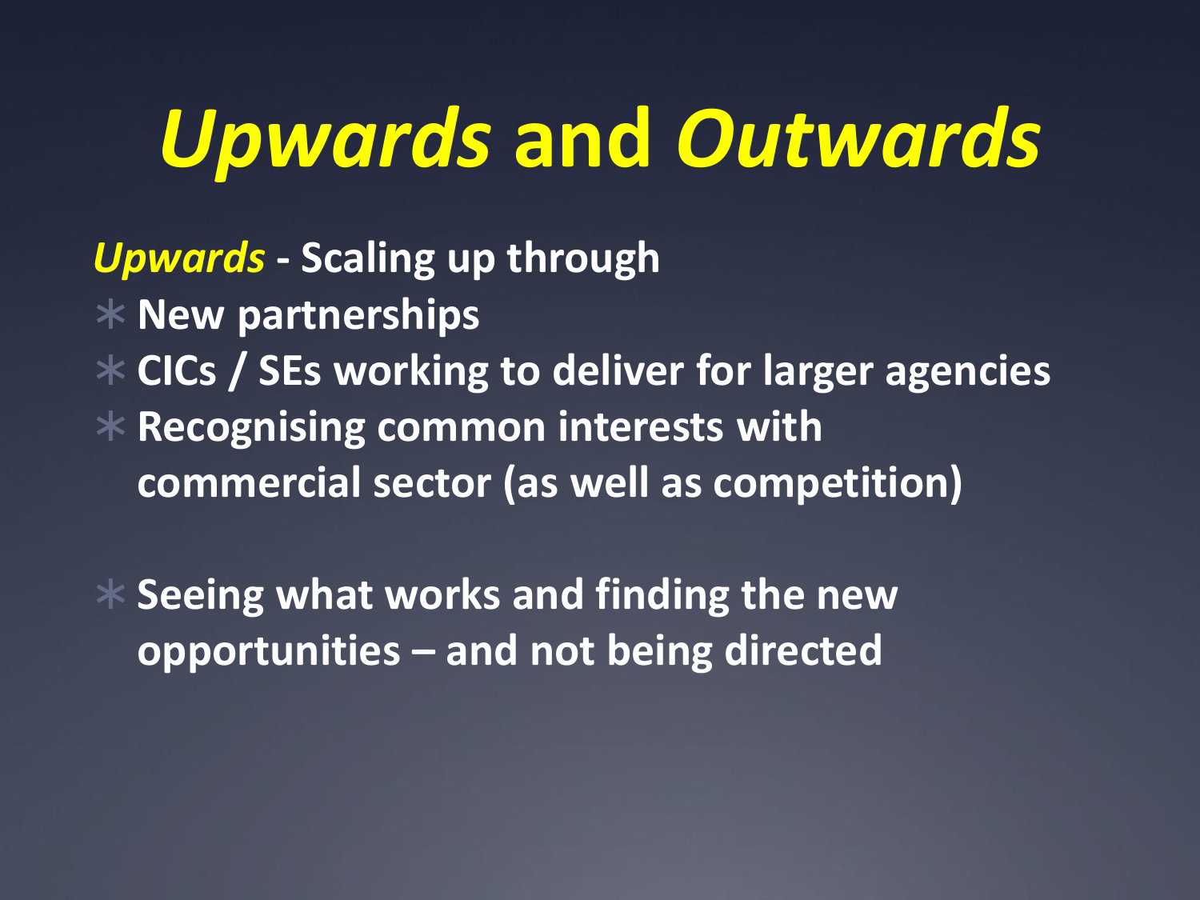# *Upwards* and *Outwards*

***Upwards*** **- Scaling up through**

- **New partnerships**
- **CICs / SEs working to deliver for larger agencies**
- **Recognising common interests with commercial sector (as well as competition)**

- **Seeing what works and finding the new opportunities – and not being directed**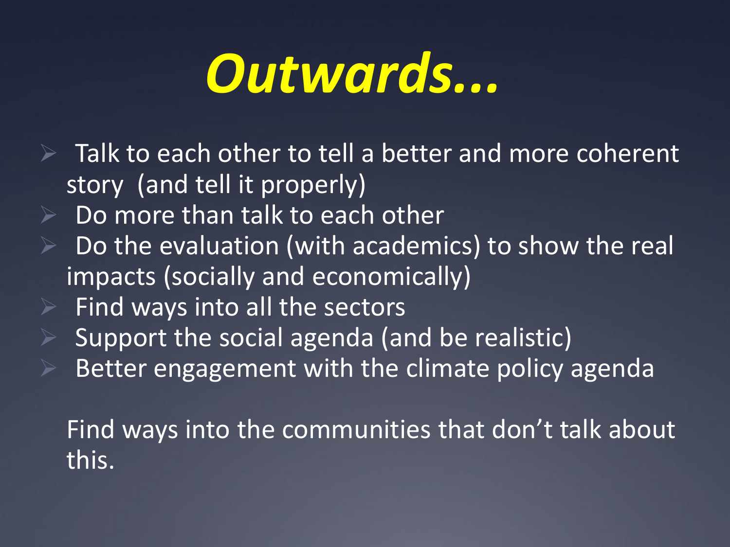# *Outwards…*

- Talk to each other to tell a better and more coherent story (and tell it properly)
- Do more than talk to each other
- Do the evaluation (with academics) to show the real impacts (socially and economically)
- Find ways into all the sectors
- Support the social agenda (and be realistic)
- Better engagement with the climate policy agenda

Find ways into the communities that don't talk about this.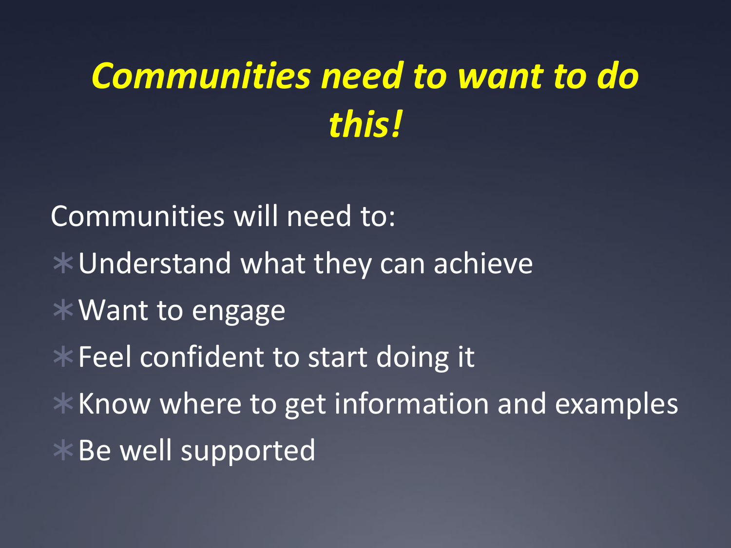# ***Communities need to want to do this!***

Communities will need to:

- Understand what they can achieve
- Want to engage
- Feel confident to start doing it
- Know where to get information and examples
- Be well supported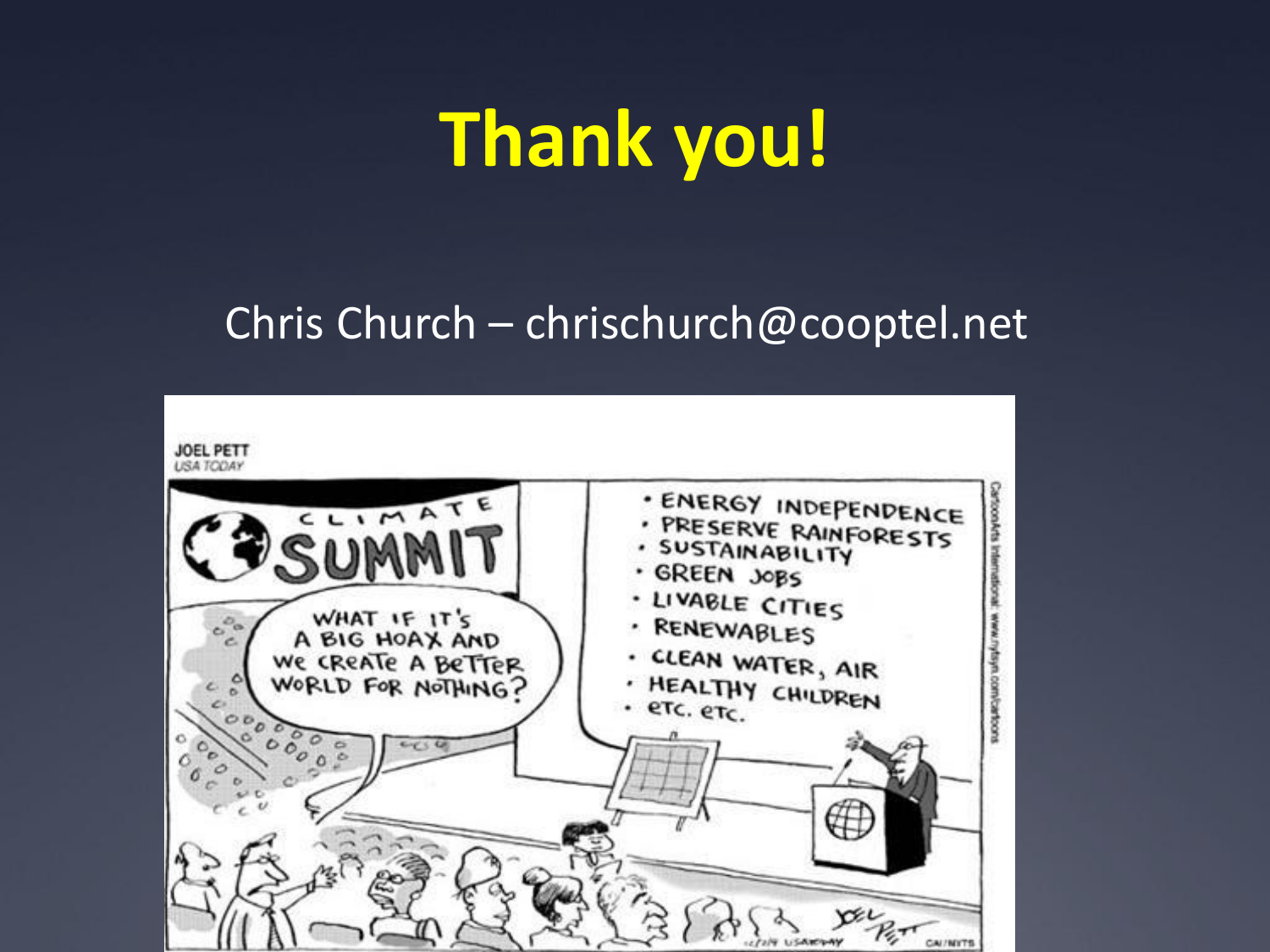# Thank you!

Chris Church – chrischurch@cooptel.net